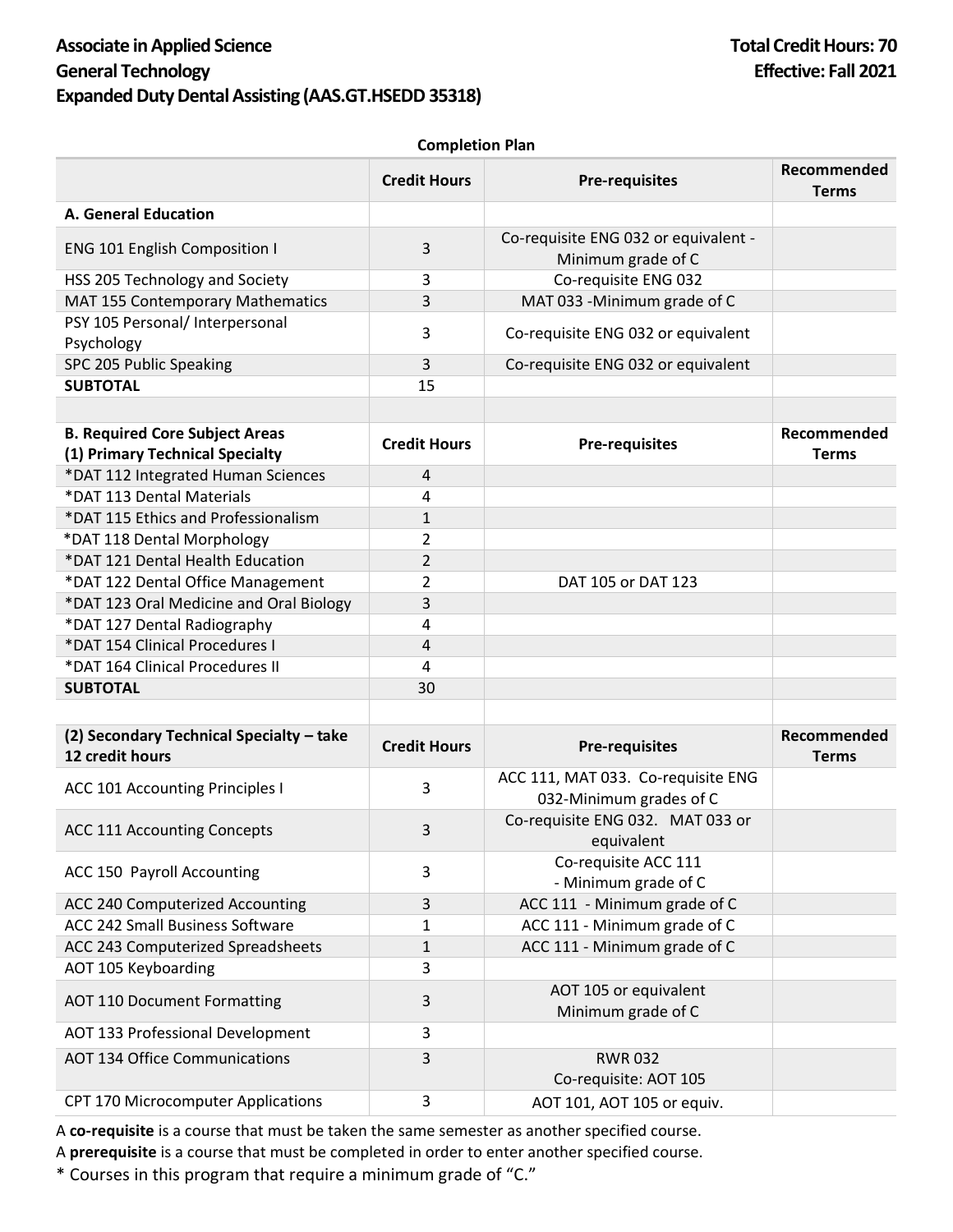# Associate in Applied Science
# General Technology
# Expanded Duty Dental Assisting (AAS.GT.HSEDD 35318)

**Total Credit Hours: 70**
**Effective: Fall 2021**

**Completion Plan**

| | Credit Hours | Pre-requisites | Recommended Terms |
|---|---|---|---|
| **A. General Education** | | | |
| ENG 101 English Composition I | 3 | Co-requisite ENG 032 or equivalent - Minimum grade of C | |
| HSS 205 Technology and Society | 3 | Co-requisite ENG 032 | |
| MAT 155 Contemporary Mathematics | 3 | MAT 033 -Minimum grade of C | |
| PSY 105 Personal/ Interpersonal Psychology | 3 | Co-requisite ENG 032 or equivalent | |
| SPC 205 Public Speaking | 3 | Co-requisite ENG 032 or equivalent | |
| **SUBTOTAL** | 15 | | |

| **B. Required Core Subject Areas (1) Primary Technical Specialty** | **Credit Hours** | **Pre-requisites** | **Recommended Terms** |
|---|---|---|---|
| *DAT 112 Integrated Human Sciences | 4 | | |
| *DAT 113 Dental Materials | 4 | | |
| *DAT 115 Ethics and Professionalism | 1 | | |
| *DAT 118 Dental Morphology | 2 | | |
| *DAT 121 Dental Health Education | 2 | | |
| *DAT 122 Dental Office Management | 2 | DAT 105 or DAT 123 | |
| *DAT 123 Oral Medicine and Oral Biology | 3 | | |
| *DAT 127 Dental Radiography | 4 | | |
| *DAT 154 Clinical Procedures I | 4 | | |
| *DAT 164 Clinical Procedures II | 4 | | |
| **SUBTOTAL** | 30 | | |

| **(2) Secondary Technical Specialty – take 12 credit hours** | **Credit Hours** | **Pre-requisites** | **Recommended Terms** |
|---|---|---|---|
| ACC 101 Accounting Principles I | 3 | ACC 111, MAT 033. Co-requisite ENG 032-Minimum grades of C | |
| ACC 111 Accounting Concepts | 3 | Co-requisite ENG 032. MAT 033 or equivalent | |
| ACC 150 Payroll Accounting | 3 | Co-requisite ACC 111 - Minimum grade of C | |
| ACC 240 Computerized Accounting | 3 | ACC 111 - Minimum grade of C | |
| ACC 242 Small Business Software | 1 | ACC 111 - Minimum grade of C | |
| ACC 243 Computerized Spreadsheets | 1 | ACC 111 - Minimum grade of C | |
| AOT 105 Keyboarding | 3 | | |
| AOT 110 Document Formatting | 3 | AOT 105 or equivalent Minimum grade of C | |
| AOT 133 Professional Development | 3 | | |
| AOT 134 Office Communications | 3 | RWR 032 Co-requisite: AOT 105 | |
| CPT 170 Microcomputer Applications | 3 | AOT 101, AOT 105 or equiv. | |

A **co-requisite** is a course that must be taken the same semester as another specified course.

A **prerequisite** is a course that must be completed in order to enter another specified course.

* Courses in this program that require a minimum grade of "C."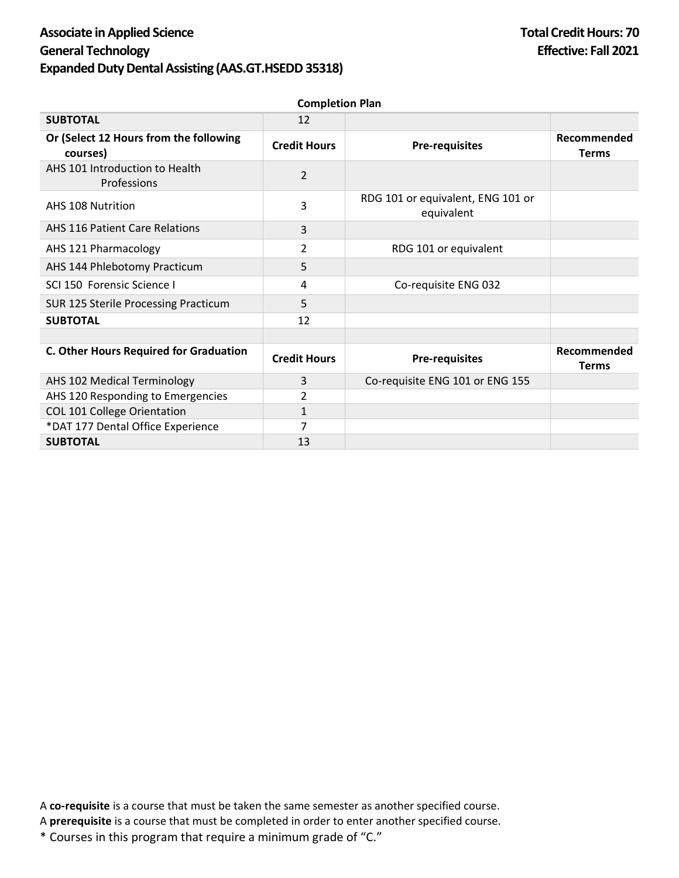**Associate in Applied Science**
**General Technology**
**Expanded Duty Dental Assisting (AAS.GT.HSEDD 35318)**

**Total Credit Hours: 70**
**Effective: Fall 2021**

**Completion Plan**

| | | | |
|---|---|---|---|
| **SUBTOTAL** | 12 | | |
| **Or (Select 12 Hours from the following courses)** | **Credit Hours** | **Pre-requisites** | **Recommended Terms** |
| AHS 101 Introduction to Health Professions | 2 | | |
| AHS 108 Nutrition | 3 | RDG 101 or equivalent, ENG 101 or equivalent | |
| AHS 116 Patient Care Relations | 3 | | |
| AHS 121 Pharmacology | 2 | RDG 101 or equivalent | |
| AHS 144 Phlebotomy Practicum | 5 | | |
| SCI 150 Forensic Science I | 4 | Co-requisite ENG 032 | |
| SUR 125 Sterile Processing Practicum | 5 | | |
| **SUBTOTAL** | 12 | | |
| | | | |
| **C. Other Hours Required for Graduation** | **Credit Hours** | **Pre-requisites** | **Recommended Terms** |
| AHS 102 Medical Terminology | 3 | Co-requisite ENG 101 or ENG 155 | |
| AHS 120 Responding to Emergencies | 2 | | |
| COL 101 College Orientation | 1 | | |
| *DAT 177 Dental Office Experience | 7 | | |
| **SUBTOTAL** | 13 | | |

A **co-requisite** is a course that must be taken the same semester as another specified course.
A **prerequisite** is a course that must be completed in order to enter another specified course.
* Courses in this program that require a minimum grade of "C."